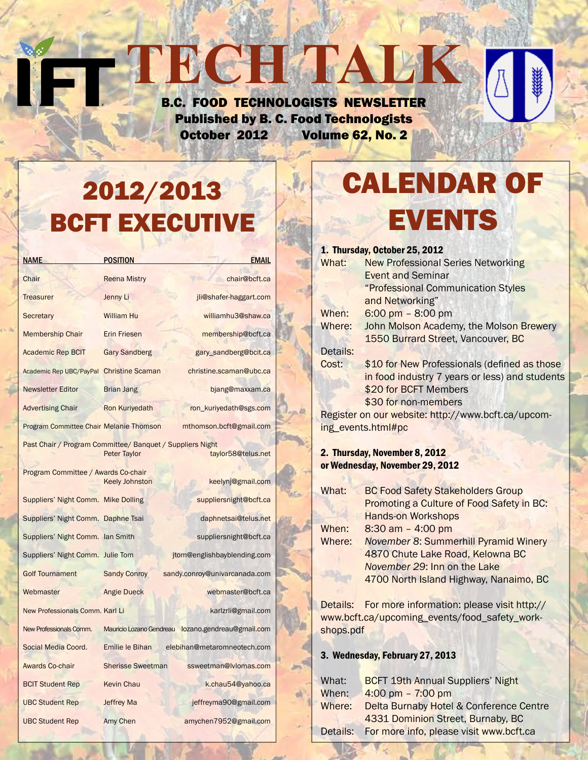# TECH TALK

**B.C. FOOD TECHNOLOGISTS NEWSLETTER**
**Published by B. C. Food Technologists**
**October 2012 Volume 62, No. 2**

## 2012/2013 BCFT EXECUTIVE

| NAME | POSITION | EMAIL |
|---|---|---|
| Chair | Reena Mistry | chair@bcft.ca |
| Treasurer | Jenny Li | jli@shafer-haggart.com |
| Secretary | William Hu | williamhu3@shaw.ca |
| Membership Chair | Erin Friesen | membership@bcft.ca |
| Academic Rep BCIT | Gary Sandberg | gary_sandberg@bcit.ca |
| Academic Rep UBC/PayPal | Christine Scaman | christine.scaman@ubc.ca |
| Newsletter Editor | Brian Jang | bjang@maxxam.ca |
| Advertising Chair | Ron Kuriyedath | ron_kuriyedath@sgs.com |
| Program Committee Chair | Melanie Thomson | mthomson.bcft@gmail.com |
| Past Chair / Program Committee/ Banquet / Suppliers Night | Peter Taylor | taylor58@telus.net |
| Program Committee / Awards Co-chair | Keely Johnston | keelynj@gmail.com |
| Suppliers' Night Comm. | Mike Dolling | suppliersnight@bcft.ca |
| Suppliers' Night Comm. | Daphne Tsai | daphnetsai@telus.net |
| Suppliers' Night Comm. | Ian Smith | suppliersnight@bcft.ca |
| Suppliers' Night Comm. | Julie Tom | jtom@englishbayblending.com |
| Golf Tournament | Sandy Conroy | sandy.conroy@univarcanada.com |
| Webmaster | Angie Dueck | webmaster@bcft.ca |
| New Professionals Comm. | Karl Li | karlzrli@gmail.com |
| New Professionals Comm. | Mauricio Lozano Gendreau | lozano.gendreau@gmail.com |
| Social Media Coord. | Emilie le Bihan | elebihan@metaromneotech.com |
| Awards Co-chair | Sherisse Sweetman | ssweetman@lvlomas.com |
| BCIT Student Rep | Kevin Chau | k.chau54@yahoo.ca |
| UBC Student Rep | Jeffrey Ma | jeffreyma90@gmail.com |
| UBC Student Rep | Amy Chen | amychen7952@gmail.com |

## CALENDAR OF EVENTS

**1. Thursday, October 25, 2012**

What: New Professional Series Networking Event and Seminar "Professional Communication Styles and Networking"
When: 6:00 pm – 8:00 pm
Where: John Molson Academy, the Molson Brewery
1550 Burrard Street, Vancouver, BC
Details:
Cost: $10 for New Professionals (defined as those in food industry 7 years or less) and students
$20 for BCFT Members
$30 for non-members

Register on our website: http://www.bcft.ca/upcoming_events.html#pc

**2. Thursday, November 8, 2012 or Wednesday, November 29, 2012**

What: BC Food Safety Stakeholders Group Promoting a Culture of Food Safety in BC: Hands-on Workshops
When: 8:30 am – 4:00 pm
Where: *November 8*: Summerhill Pyramid Winery
4870 Chute Lake Road, Kelowna BC
*November 29*: Inn on the Lake
4700 North Island Highway, Nanaimo, BC

Details: For more information: please visit http://www.bcft.ca/upcoming_events/food_safety_workshops.pdf

**3. Wednesday, February 27, 2013**

What: BCFT 19th Annual Suppliers' Night
When: 4:00 pm – 7:00 pm
Where: Delta Burnaby Hotel & Conference Centre
4331 Dominion Street, Burnaby, BC
Details: For more info, please visit www.bcft.ca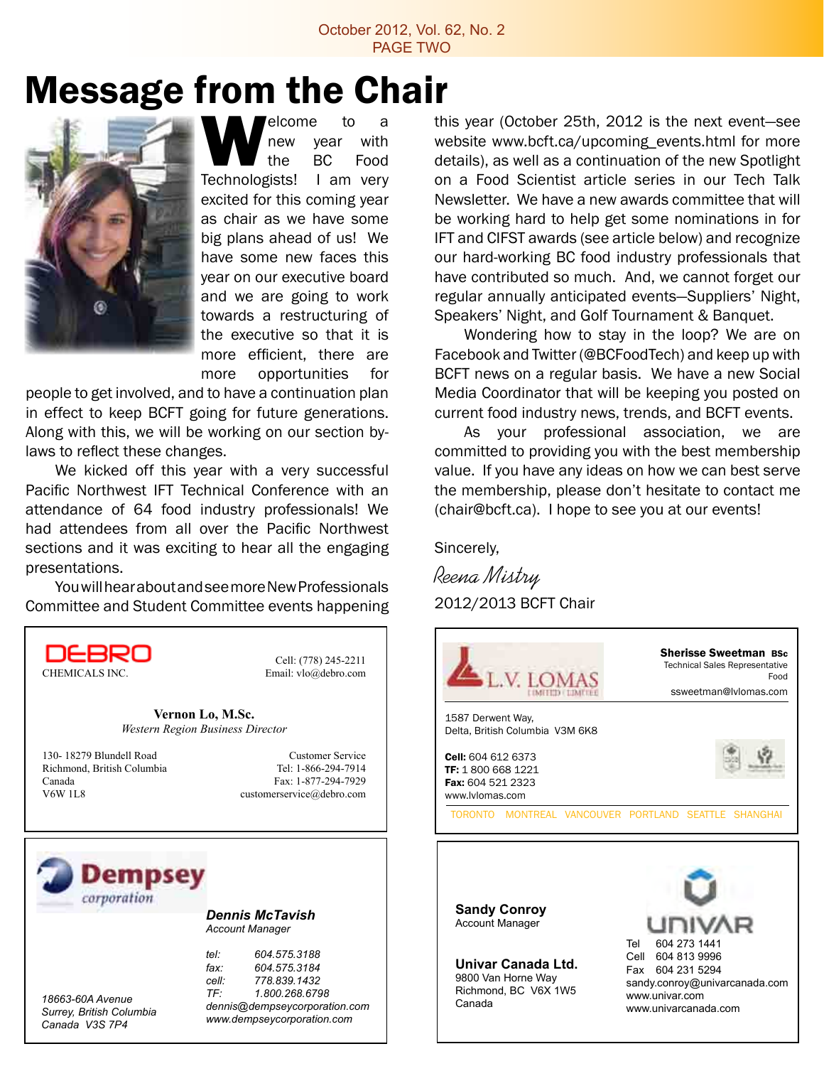# Message from the Chair

Welcome to a new year with the BC Food Technologists! I am very excited for this coming year as chair as we have some big plans ahead of us! We have some new faces this year on our executive board and we are going to work towards a restructuring of the executive so that it is more efficient, there are more opportunities for people to get involved, and to have a continuation plan in effect to keep BCFT going for future generations. Along with this, we will be working on our section by-laws to reflect these changes.

We kicked off this year with a very successful Pacific Northwest IFT Technical Conference with an attendance of 64 food industry professionals! We had attendees from all over the Pacific Northwest sections and it was exciting to hear all the engaging presentations.

You will hear about and see more New Professionals Committee and Student Committee events happening this year (October 25th, 2012 is the next event—see website www.bcft.ca/upcoming_events.html for more details), as well as a continuation of the new Spotlight on a Food Scientist article series in our Tech Talk Newsletter. We have a new awards committee that will be working hard to help get some nominations in for IFT and CIFST awards (see article below) and recognize our hard-working BC food industry professionals that have contributed so much. And, we cannot forget our regular annually anticipated events—Suppliers' Night, Speakers' Night, and Golf Tournament & Banquet.

Wondering how to stay in the loop? We are on Facebook and Twitter (@BCFoodTech) and keep up with BCFT news on a regular basis. We have a new Social Media Coordinator that will be keeping you posted on current food industry news, trends, and BCFT events.

As your professional association, we are committed to providing you with the best membership value. If you have any ideas on how we can best serve the membership, please don't hesitate to contact me (chair@bcft.ca). I hope to see you at our events!

Sincerely,

*Reena Mistry*

2012/2013 BCFT Chair

---

**DEBRO CHEMICALS INC.**

Cell: (778) 245-2211
Email: vlo@debro.com

**Vernon Lo, M.Sc.**
*Western Region Business Director*

130- 18279 Blundell Road
Richmond, British Columbia
Canada
V6W 1L8

Customer Service
Tel: 1-866-294-7914
Fax: 1-877-294-7929
customerservice@debro.com

---

**L.V. LOMAS LIMITED | LIMITÉE**

**Sherisse Sweetman BSc**
Technical Sales Representative
Food
ssweetman@lvlomas.com

1587 Derwent Way,
Delta, British Columbia V3M 6K8

**Cell:** 604 612 6373
**TF:** 1 800 668 1221
**Fax:** 604 521 2323
www.lvlomas.com

TORONTO MONTREAL VANCOUVER PORTLAND SEATTLE SHANGHAI

---

**Dempsey corporation**

***Dennis McTavish***
*Account Manager*

*tel: 604.575.3188*
*fax: 604.575.3184*
*cell: 778.839.1432*
*TF: 1.800.268.6798*
*dennis@dempseycorporation.com*
*www.dempseycorporation.com*

*18663-60A Avenue*
*Surrey, British Columbia*
*Canada V3S 7P4*

---

**UNIVAR**

**Sandy Conroy**
Account Manager

**Univar Canada Ltd.**
9800 Van Horne Way
Richmond, BC V6X 1W5
Canada

Tel 604 273 1441
Cell 604 813 9996
Fax 604 231 5294
sandy.conroy@univarcanada.com
www.univar.com
www.univarcanada.com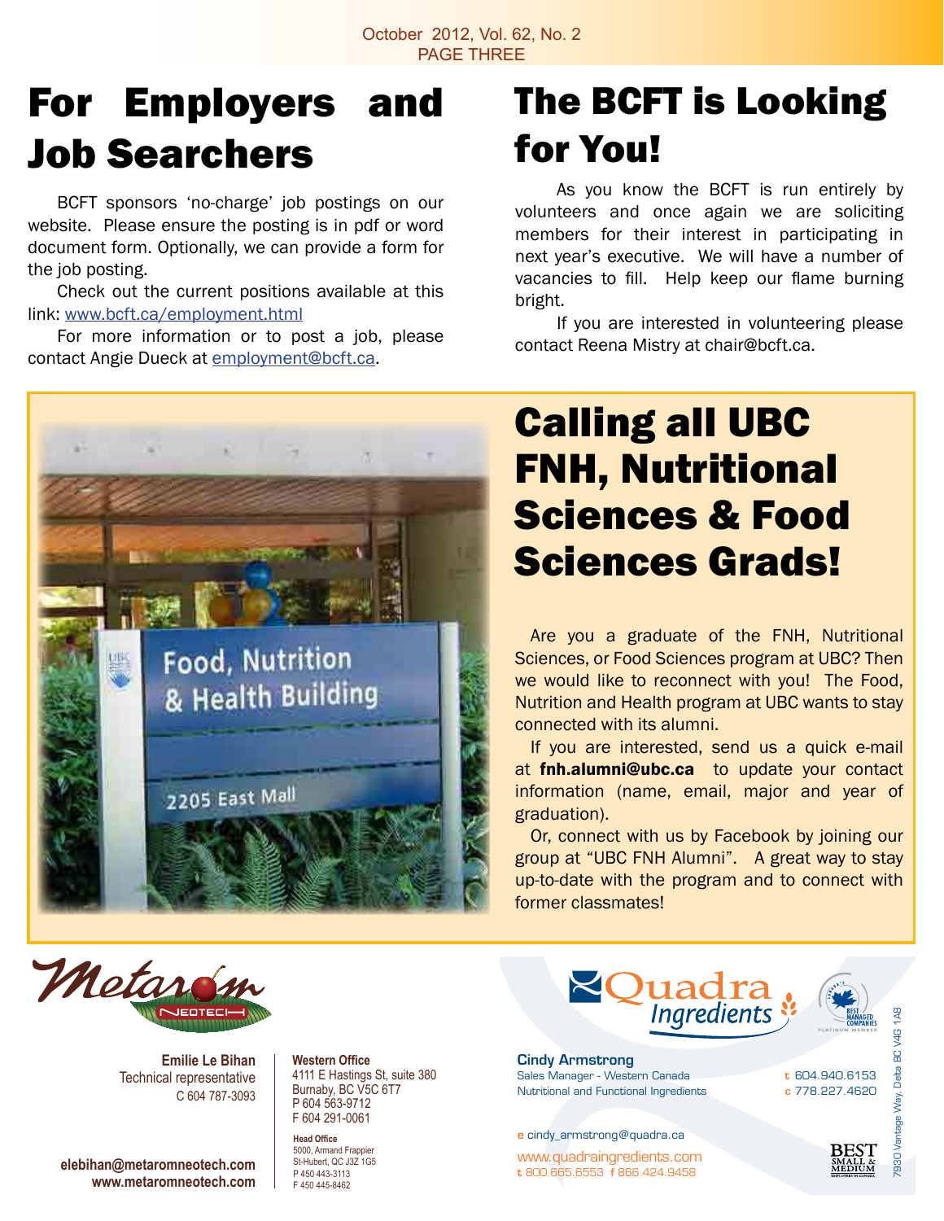# For Employers and Job Searchers

BCFT sponsors 'no-charge' job postings on our website. Please ensure the posting is in pdf or word document form. Optionally, we can provide a form for the job posting.

Check out the current positions available at this link: www.bcft.ca/employment.html

For more information or to post a job, please contact Angie Dueck at employment@bcft.ca.

# The BCFT is Looking for You!

As you know the BCFT is run entirely by volunteers and once again we are soliciting members for their interest in participating in next year's executive. We will have a number of vacancies to fill. Help keep our flame burning bright.

If you are interested in volunteering please contact Reena Mistry at chair@bcft.ca.

# Calling all UBC FNH, Nutritional Sciences & Food Sciences Grads!

Are you a graduate of the FNH, Nutritional Sciences, or Food Sciences program at UBC? Then we would like to reconnect with you! The Food, Nutrition and Health program at UBC wants to stay connected with its alumni.

If you are interested, send us a quick e-mail at **fnh.alumni@ubc.ca** to update your contact information (name, email, major and year of graduation).

Or, connect with us by Facebook by joining our group at "UBC FNH Alumni". A great way to stay up-to-date with the program and to connect with former classmates!

---

Metarom Neotech

**Emilie Le Bihan**
Technical representative
C 604 787-3093

**elebihan@metaromneotech.com**
**www.metaromneotech.com**

**Western Office**
4111 E Hastings St, suite 380
Burnaby, BC V5C 6T7
P 604 563-9712
F 604 291-0061

**Head Office**
5000, Armand Frappier
St-Hubert, QC J3Z 1G5
P 450 443-3113
F 450 445-8462

---

Quadra Ingredients

**Cindy Armstrong**
Sales Manager - Western Canada
Nutritional and Functional Ingredients

t 604.940.6153
c 778.227.4620

e cindy_armstrong@quadra.ca

www.quadraingredients.com
t 800.665.6553 f 866.424.9458

7930 Vantage Way, Delta BC V4G 1A8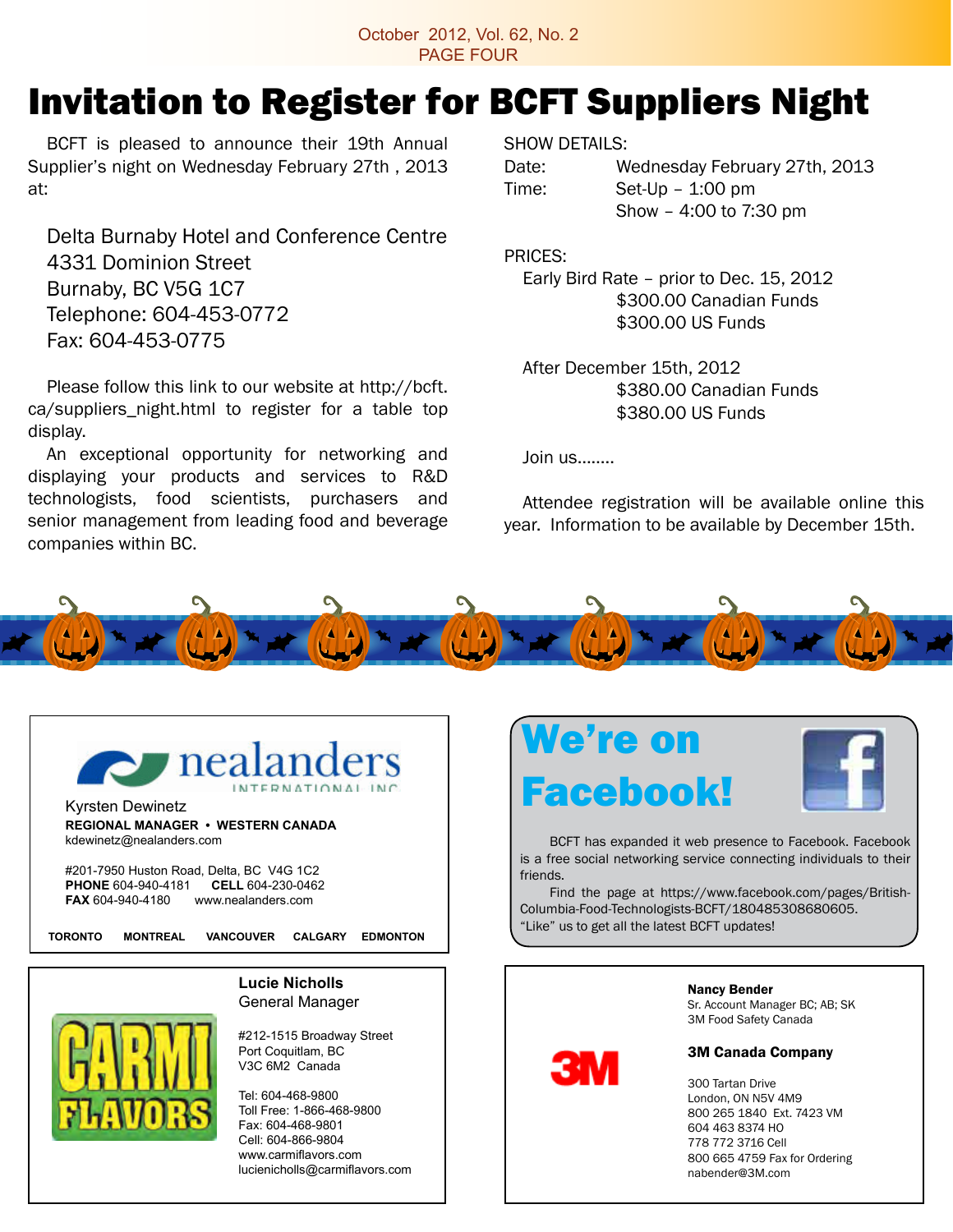# Invitation to Register for BCFT Suppliers Night

BCFT is pleased to announce their 19th Annual Supplier's night on Wednesday February 27th , 2013 at:

Delta Burnaby Hotel and Conference Centre
4331 Dominion Street
Burnaby, BC V5G 1C7
Telephone: 604-453-0772
Fax: 604-453-0775

Please follow this link to our website at http://bcft.ca/suppliers_night.html to register for a table top display.

An exceptional opportunity for networking and displaying your products and services to R&D technologists, food scientists, purchasers and senior management from leading food and beverage companies within BC.

SHOW DETAILS:
Date: Wednesday February 27th, 2013
Time: Set-Up – 1:00 pm
Show – 4:00 to 7:30 pm

PRICES:
Early Bird Rate – prior to Dec. 15, 2012
$300.00 Canadian Funds
$300.00 US Funds

After December 15th, 2012
$380.00 Canadian Funds
$380.00 US Funds

Join us........

Attendee registration will be available online this year. Information to be available by December 15th.

---

**nealanders** INTERNATIONAL INC

Kyrsten Dewinetz
**REGIONAL MANAGER • WESTERN CANADA**
kdewinetz@nealanders.com

#201-7950 Huston Road, Delta, BC V4G 1C2
**PHONE** 604-940-4181 **CELL** 604-230-0462
**FAX** 604-940-4180 www.nealanders.com

**TORONTO MONTREAL VANCOUVER CALGARY EDMONTON**

---

## We're on Facebook!

BCFT has expanded it web presence to Facebook. Facebook is a free social networking service connecting individuals to their friends.

Find the page at https://www.facebook.com/pages/British-Columbia-Food-Technologists-BCFT/180485308680605.
"Like" us to get all the latest BCFT updates!

---

**CARMI FLAVORS**

**Lucie Nicholls**
General Manager

#212-1515 Broadway Street
Port Coquitlam, BC
V3C 6M2 Canada

Tel: 604-468-9800
Toll Free: 1-866-468-9800
Fax: 604-468-9801
Cell: 604-866-9804
www.carmiflavors.com
lucienicholls@carmiflavors.com

---

**3M**

**Nancy Bender**
Sr. Account Manager BC; AB; SK
3M Food Safety Canada

**3M Canada Company**

300 Tartan Drive
London, ON N5V 4M9
800 265 1840 Ext. 7423 VM
604 463 8374 HO
778 772 3716 Cell
800 665 4759 Fax for Ordering
nabender@3M.com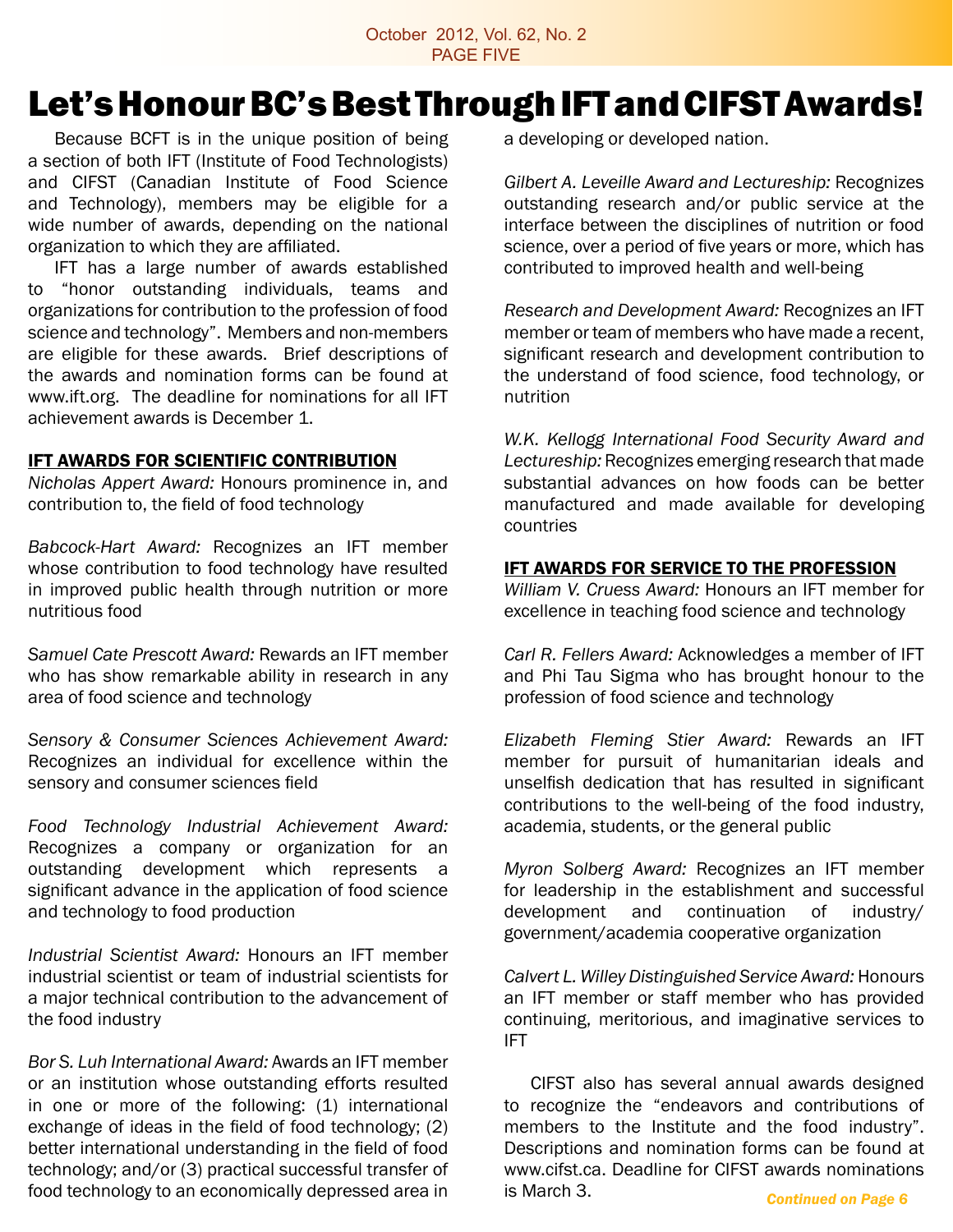# Let's Honour BC's Best Through IFT and CIFST Awards!

Because BCFT is in the unique position of being a section of both IFT (Institute of Food Technologists) and CIFST (Canadian Institute of Food Science and Technology), members may be eligible for a wide number of awards, depending on the national organization to which they are affiliated.

IFT has a large number of awards established to "honor outstanding individuals, teams and organizations for contribution to the profession of food science and technology". Members and non-members are eligible for these awards. Brief descriptions of the awards and nomination forms can be found at www.ift.org. The deadline for nominations for all IFT achievement awards is December 1.

## IFT AWARDS FOR SCIENTIFIC CONTRIBUTION

*Nicholas Appert Award:* Honours prominence in, and contribution to, the field of food technology

*Babcock-Hart Award:* Recognizes an IFT member whose contribution to food technology have resulted in improved public health through nutrition or more nutritious food

*Samuel Cate Prescott Award:* Rewards an IFT member who has show remarkable ability in research in any area of food science and technology

*Sensory & Consumer Sciences Achievement Award:* Recognizes an individual for excellence within the sensory and consumer sciences field

*Food Technology Industrial Achievement Award:* Recognizes a company or organization for an outstanding development which represents a significant advance in the application of food science and technology to food production

*Industrial Scientist Award:* Honours an IFT member industrial scientist or team of industrial scientists for a major technical contribution to the advancement of the food industry

*Bor S. Luh International Award:* Awards an IFT member or an institution whose outstanding efforts resulted in one or more of the following: (1) international exchange of ideas in the field of food technology; (2) better international understanding in the field of food technology; and/or (3) practical successful transfer of food technology to an economically depressed area in a developing or developed nation.

*Gilbert A. Leveille Award and Lectureship:* Recognizes outstanding research and/or public service at the interface between the disciplines of nutrition or food science, over a period of five years or more, which has contributed to improved health and well-being

*Research and Development Award:* Recognizes an IFT member or team of members who have made a recent, significant research and development contribution to the understand of food science, food technology, or nutrition

*W.K. Kellogg International Food Security Award and Lectureship:* Recognizes emerging research that made substantial advances on how foods can be better manufactured and made available for developing countries

## IFT AWARDS FOR SERVICE TO THE PROFESSION

*William V. Cruess Award:* Honours an IFT member for excellence in teaching food science and technology

*Carl R. Fellers Award:* Acknowledges a member of IFT and Phi Tau Sigma who has brought honour to the profession of food science and technology

*Elizabeth Fleming Stier Award:* Rewards an IFT member for pursuit of humanitarian ideals and unselfish dedication that has resulted in significant contributions to the well-being of the food industry, academia, students, or the general public

*Myron Solberg Award:* Recognizes an IFT member for leadership in the establishment and successful development and continuation of industry/government/academia cooperative organization

*Calvert L. Willey Distinguished Service Award:* Honours an IFT member or staff member who has provided continuing, meritorious, and imaginative services to IFT

CIFST also has several annual awards designed to recognize the "endeavors and contributions of members to the Institute and the food industry". Descriptions and nomination forms can be found at www.cifst.ca. Deadline for CIFST awards nominations is March 3.

***Continued on Page 6***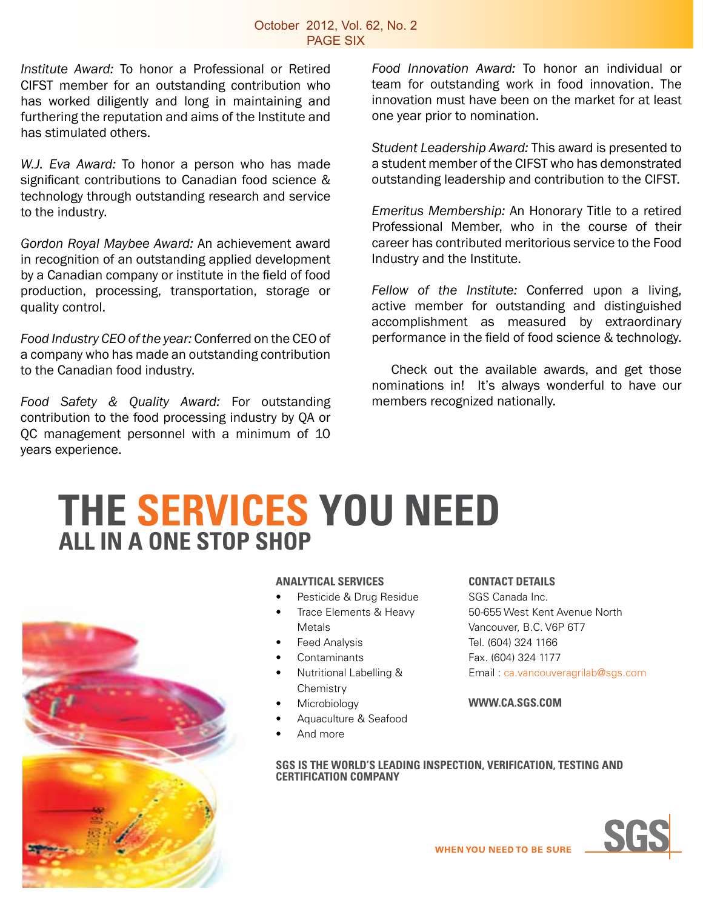*Institute Award:* To honor a Professional or Retired CIFST member for an outstanding contribution who has worked diligently and long in maintaining and furthering the reputation and aims of the Institute and has stimulated others.

*W.J. Eva Award:* To honor a person who has made significant contributions to Canadian food science & technology through outstanding research and service to the industry.

*Gordon Royal Maybee Award:* An achievement award in recognition of an outstanding applied development by a Canadian company or institute in the field of food production, processing, transportation, storage or quality control.

*Food Industry CEO of the year:* Conferred on the CEO of a company who has made an outstanding contribution to the Canadian food industry.

*Food Safety & Quality Award:* For outstanding contribution to the food processing industry by QA or QC management personnel with a minimum of 10 years experience.

*Food Innovation Award:* To honor an individual or team for outstanding work in food innovation. The innovation must have been on the market for at least one year prior to nomination.

*Student Leadership Award:* This award is presented to a student member of the CIFST who has demonstrated outstanding leadership and contribution to the CIFST.

*Emeritus Membership:* An Honorary Title to a retired Professional Member, who in the course of their career has contributed meritorious service to the Food Industry and the Institute.

*Fellow of the Institute:* Conferred upon a living, active member for outstanding and distinguished accomplishment as measured by extraordinary performance in the field of food science & technology.

Check out the available awards, and get those nominations in! It's always wonderful to have our members recognized nationally.

# THE SERVICES YOU NEED

## ALL IN A ONE STOP SHOP

### ANALYTICAL SERVICES

- Pesticide & Drug Residue
- Trace Elements & Heavy Metals
- Feed Analysis
- Contaminants
- Nutritional Labelling & Chemistry
- Microbiology
- Aquaculture & Seafood
- And more

### CONTACT DETAILS

SGS Canada Inc.
50-655 West Kent Avenue North
Vancouver, B.C. V6P 6T7
Tel. (604) 324 1166
Fax. (604) 324 1177
Email : ca.vancouveragrilab@sgs.com

**WWW.CA.SGS.COM**

**SGS IS THE WORLD'S LEADING INSPECTION, VERIFICATION, TESTING AND CERTIFICATION COMPANY**

**WHEN YOU NEED TO BE SURE** SGS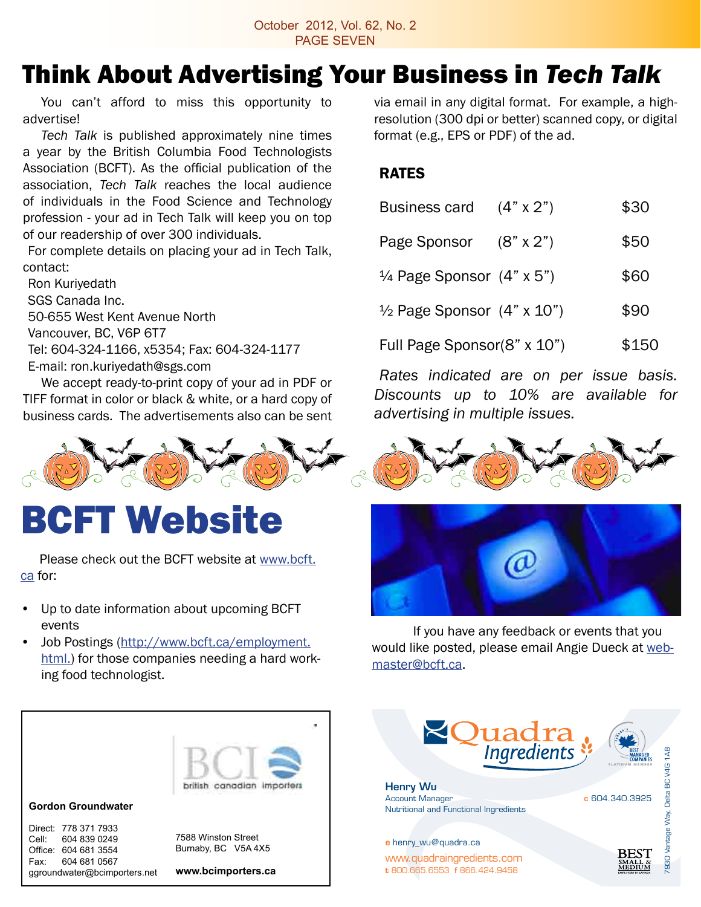# Think About Advertising Your Business in *Tech Talk*

You can't afford to miss this opportunity to advertise!

*Tech Talk* is published approximately nine times a year by the British Columbia Food Technologists Association (BCFT). As the official publication of the association, *Tech Talk* reaches the local audience of individuals in the Food Science and Technology profession - your ad in Tech Talk will keep you on top of our readership of over 300 individuals.

For complete details on placing your ad in Tech Talk, contact:

Ron Kuriyedath
SGS Canada Inc.
50-655 West Kent Avenue North
Vancouver, BC, V6P 6T7
Tel: 604-324-1166, x5354; Fax: 604-324-1177
E-mail: ron.kuriyedath@sgs.com

We accept ready-to-print copy of your ad in PDF or TIFF format in color or black & white, or a hard copy of business cards. The advertisements also can be sent via email in any digital format. For example, a high-resolution (300 dpi or better) scanned copy, or digital format (e.g., EPS or PDF) of the ad.

### RATES

| | | |
|---|---|---|
| Business card | (4" x 2") | $30 |
| Page Sponsor | (8" x 2") | $50 |
| ¼ Page Sponsor | (4" x 5") | $60 |
| ½ Page Sponsor | (4" x 10") | $90 |
| Full Page Sponsor | (8" x 10") | $150 |

*Rates indicated are on per issue basis. Discounts up to 10% are available for advertising in multiple issues.*

# BCFT Website

Please check out the BCFT website at www.bcft.ca for:

- Up to date information about upcoming BCFT events
- Job Postings (http://www.bcft.ca/employment.html.) for those companies needing a hard working food technologist.

If you have any feedback or events that you would like posted, please email Angie Dueck at webmaster@bcft.ca.

BCI british canadian importers

**Gordon Groundwater**

Direct: 778 371 7933
Cell: 604 839 0249
Office: 604 681 3554
Fax: 604 681 0567
ggroundwater@bcimporters.net

7588 Winston Street
Burnaby, BC V5A 4X5

**www.bcimporters.ca**

Quadra Ingredients

**Henry Wu**
Account Manager
Nutritional and Functional Ingredients

c 604.340.3925

e henry_wu@quadra.ca
www.quadraingredients.com
t 800.665.6553 f 866.424.9458

7930 Vantage Way, Delta BC V4G 1A8